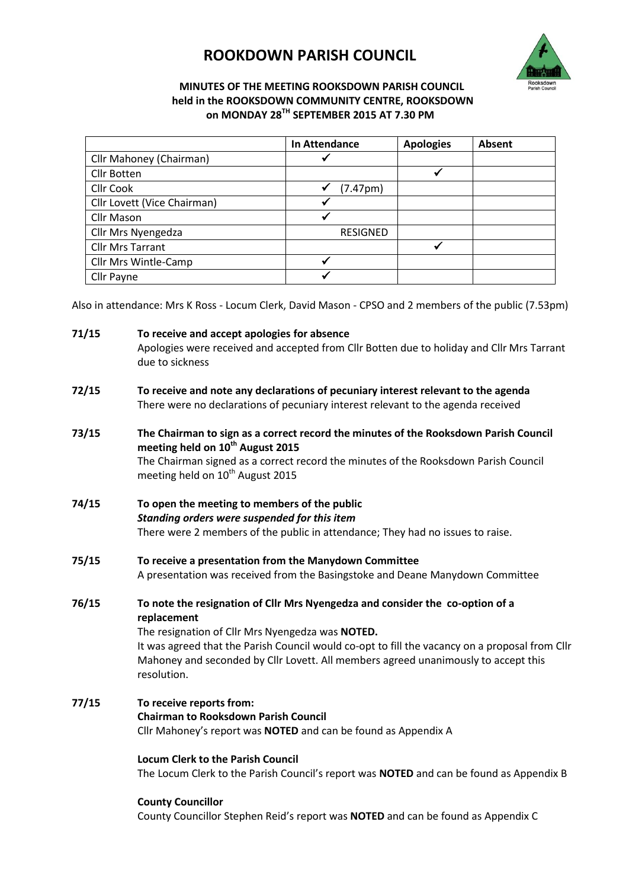# ROOKDOWN PARISH COUNCIL

**MINUTES OF THE MEETING ROOKSDOWN PARISH COUNCIL held in the ROOKSDOWN COMMUNITY CENTRE, ROOKSDOWN on MONDAY 28TH SEPTEMBER 2015 AT 7.30 PM**

| | In Attendance | Apologies | Absent |
|---|---|---|---|
| Cllr Mahoney (Chairman) | ✓ | | |
| Cllr Botten | | ✓ | |
| Cllr Cook | ✓ (7.47pm) | | |
| Cllr Lovett (Vice Chairman) | ✓ | | |
| Cllr Mason | ✓ | | |
| Cllr Mrs Nyengedza | RESIGNED | | |
| Cllr Mrs Tarrant | | ✓ | |
| Cllr Mrs Wintle-Camp | ✓ | | |
| Cllr Payne | ✓ | | |

Also in attendance: Mrs K Ross - Locum Clerk, David Mason - CPSO and 2 members of the public (7.53pm)

**71/15** **To receive and accept apologies for absence**

Apologies were received and accepted from Cllr Botten due to holiday and Cllr Mrs Tarrant due to sickness

**72/15** **To receive and note any declarations of pecuniary interest relevant to the agenda**

There were no declarations of pecuniary interest relevant to the agenda received

**73/15** **The Chairman to sign as a correct record the minutes of the Rooksdown Parish Council meeting held on 10th August 2015**

The Chairman signed as a correct record the minutes of the Rooksdown Parish Council meeting held on 10th August 2015

**74/15** **To open the meeting to members of the public**

***Standing orders were suspended for this item***

There were 2 members of the public in attendance; They had no issues to raise.

**75/15** **To receive a presentation from the Manydown Committee**

A presentation was received from the Basingstoke and Deane Manydown Committee

**76/15** **To note the resignation of Cllr Mrs Nyengedza and consider the co-option of a replacement**

The resignation of Cllr Mrs Nyengedza was **NOTED.**

It was agreed that the Parish Council would co-opt to fill the vacancy on a proposal from Cllr Mahoney and seconded by Cllr Lovett. All members agreed unanimously to accept this resolution.

**77/15** **To receive reports from:**

**Chairman to Rooksdown Parish Council**

Cllr Mahoney's report was **NOTED** and can be found as Appendix A

**Locum Clerk to the Parish Council**

The Locum Clerk to the Parish Council's report was **NOTED** and can be found as Appendix B

**County Councillor**

County Councillor Stephen Reid's report was **NOTED** and can be found as Appendix C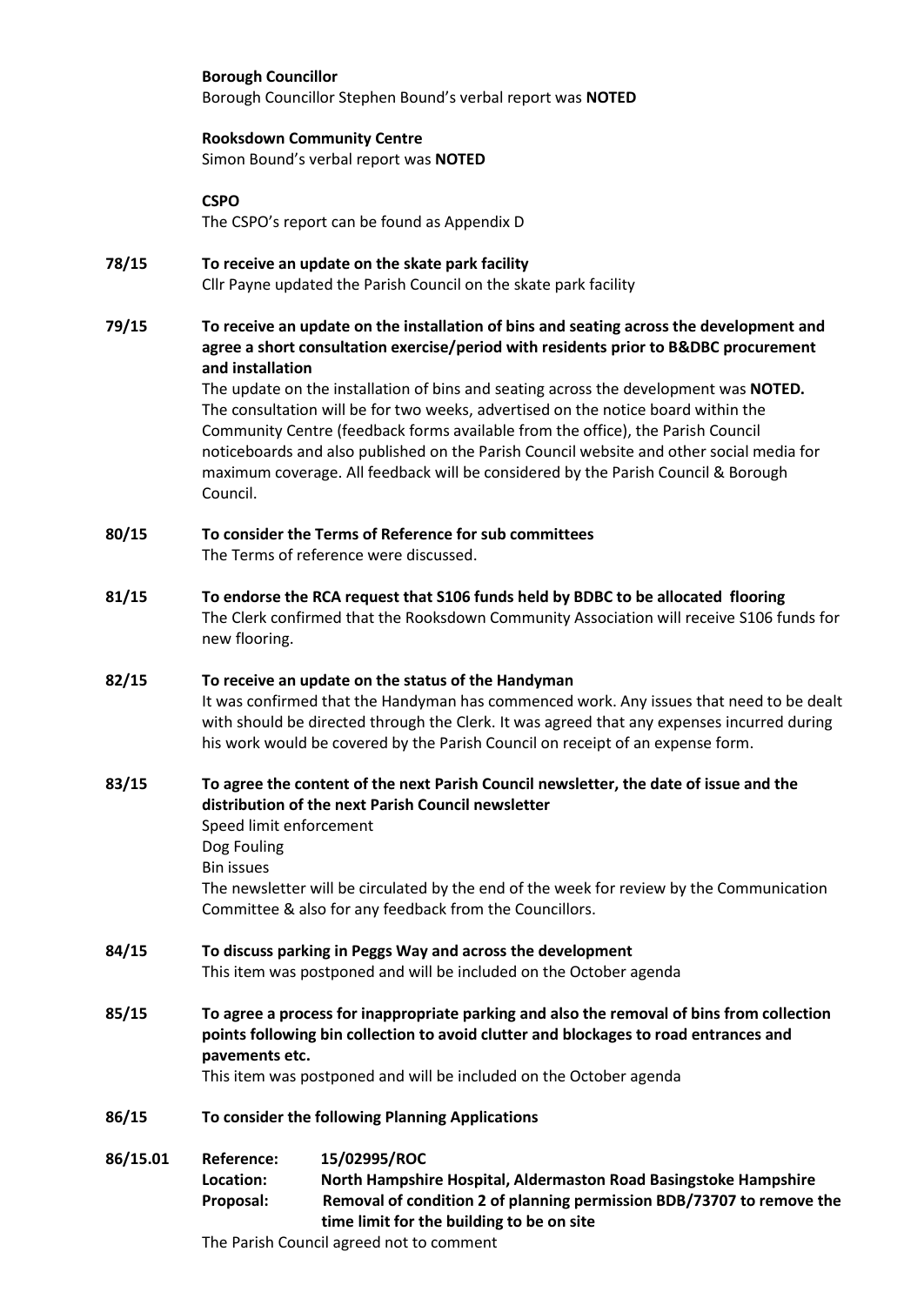**Borough Councillor**

Borough Councillor Stephen Bound's verbal report was **NOTED**

**Rooksdown Community Centre**

Simon Bound's verbal report was **NOTED**

**CSPO**

The CSPO's report can be found as Appendix D

**78/15 To receive an update on the skate park facility**

Cllr Payne updated the Parish Council on the skate park facility

**79/15 To receive an update on the installation of bins and seating across the development and agree a short consultation exercise/period with residents prior to B&DBC procurement and installation**

The update on the installation of bins and seating across the development was **NOTED.** The consultation will be for two weeks, advertised on the notice board within the Community Centre (feedback forms available from the office), the Parish Council noticeboards and also published on the Parish Council website and other social media for maximum coverage. All feedback will be considered by the Parish Council & Borough Council.

**80/15 To consider the Terms of Reference for sub committees**

The Terms of reference were discussed.

**81/15 To endorse the RCA request that S106 funds held by BDBC to be allocated flooring**

The Clerk confirmed that the Rooksdown Community Association will receive S106 funds for new flooring.

**82/15 To receive an update on the status of the Handyman**

It was confirmed that the Handyman has commenced work. Any issues that need to be dealt with should be directed through the Clerk. It was agreed that any expenses incurred during his work would be covered by the Parish Council on receipt of an expense form.

**83/15 To agree the content of the next Parish Council newsletter, the date of issue and the distribution of the next Parish Council newsletter**

Speed limit enforcement
Dog Fouling
Bin issues

The newsletter will be circulated by the end of the week for review by the Communication Committee & also for any feedback from the Councillors.

**84/15 To discuss parking in Peggs Way and across the development**

This item was postponed and will be included on the October agenda

**85/15 To agree a process for inappropriate parking and also the removal of bins from collection points following bin collection to avoid clutter and blockages to road entrances and pavements etc.**

This item was postponed and will be included on the October agenda

**86/15 To consider the following Planning Applications**

**86/15.01**
**Reference:** **15/02995/ROC**
**Location:** **North Hampshire Hospital, Aldermaston Road Basingstoke Hampshire**
**Proposal:** **Removal of condition 2 of planning permission BDB/73707 to remove the time limit for the building to be on site**

The Parish Council agreed not to comment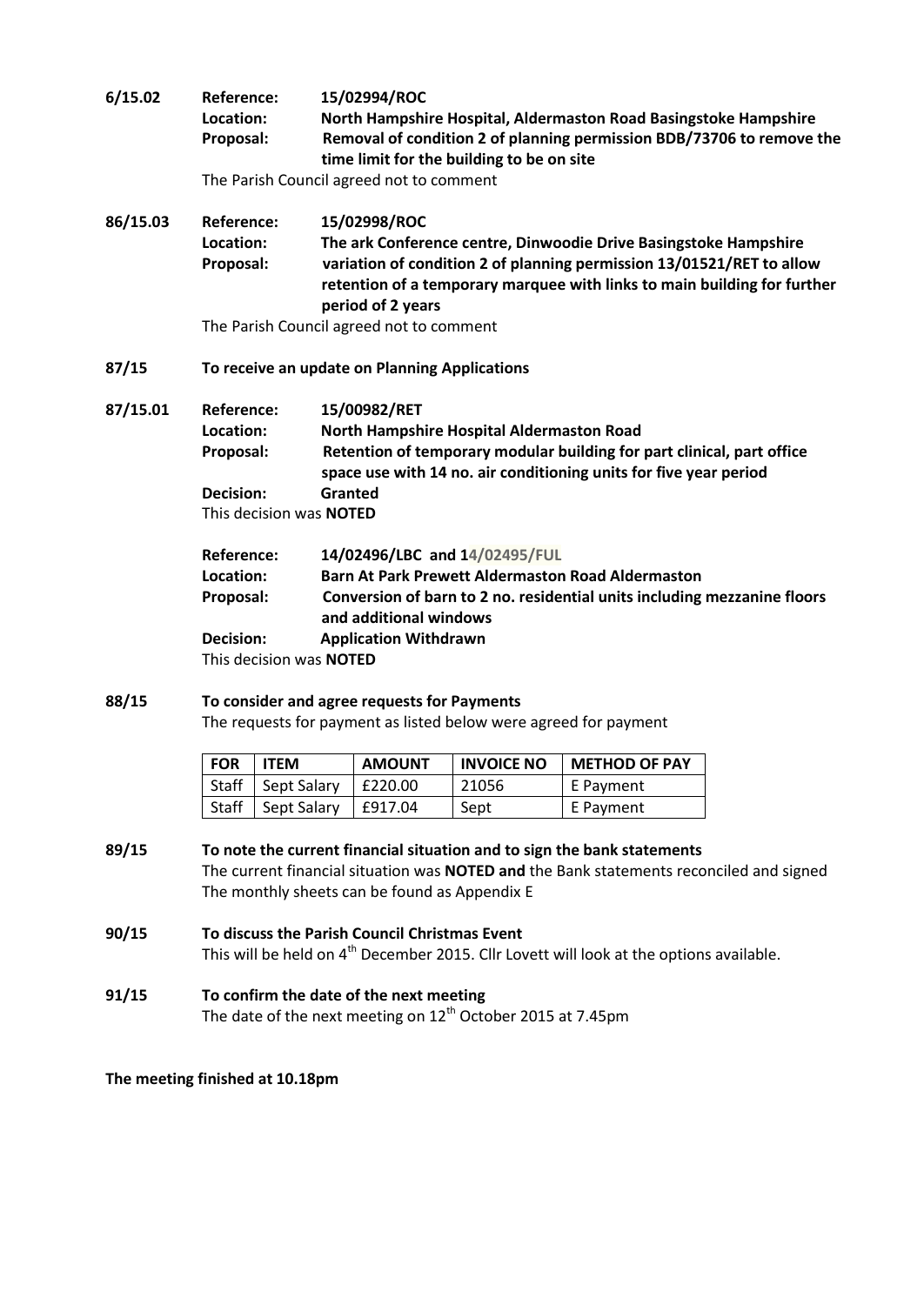**6/15.02** **Reference:** **15/02994/ROC**
**Location:** **North Hampshire Hospital, Aldermaston Road Basingstoke Hampshire**
**Proposal:** **Removal of condition 2 of planning permission BDB/73706 to remove the time limit for the building to be on site**

The Parish Council agreed not to comment

**86/15.03** **Reference:** **15/02998/ROC**
**Location:** **The ark Conference centre, Dinwoodie Drive Basingstoke Hampshire**
**Proposal:** **variation of condition 2 of planning permission 13/01521/RET to allow retention of a temporary marquee with links to main building for further period of 2 years**

The Parish Council agreed not to comment

**87/15** **To receive an update on Planning Applications**

**87/15.01** **Reference:** **15/00982/RET**
**Location:** **North Hampshire Hospital Aldermaston Road**
**Proposal:** **Retention of temporary modular building for part clinical, part office space use with 14 no. air conditioning units for five year period**
**Decision:** **Granted**

This decision was **NOTED**

**Reference:** **14/02496/LBC and 14/02495/FUL**
**Location:** **Barn At Park Prewett Aldermaston Road Aldermaston**
**Proposal:** **Conversion of barn to 2 no. residential units including mezzanine floors and additional windows**
**Decision:** **Application Withdrawn**

This decision was **NOTED**

**88/15** **To consider and agree requests for Payments**

The requests for payment as listed below were agreed for payment

| FOR | ITEM | AMOUNT | INVOICE NO | METHOD OF PAY |
|---|---|---|---|---|
| Staff | Sept Salary | £220.00 | 21056 | E Payment |
| Staff | Sept Salary | £917.04 | Sept | E Payment |

**89/15** **To note the current financial situation and to sign the bank statements**

The current financial situation was **NOTED and** the Bank statements reconciled and signed The monthly sheets can be found as Appendix E

**90/15** **To discuss the Parish Council Christmas Event**

This will be held on 4th December 2015. Cllr Lovett will look at the options available.

**91/15** **To confirm the date of the next meeting**

The date of the next meeting on 12th October 2015 at 7.45pm

**The meeting finished at 10.18pm**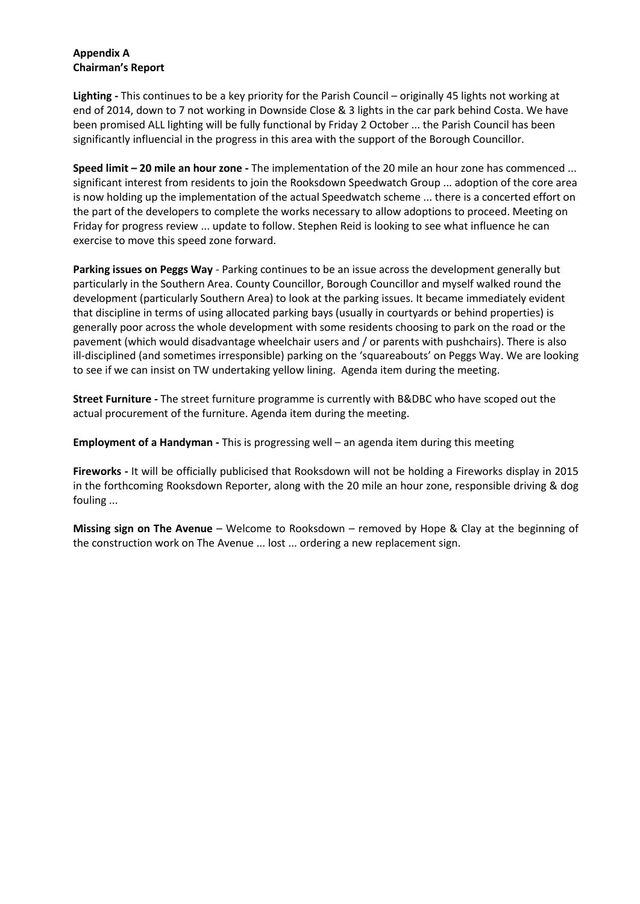**Appendix A**
**Chairman's Report**

**Lighting -** This continues to be a key priority for the Parish Council – originally 45 lights not working at end of 2014, down to 7 not working in Downside Close & 3 lights in the car park behind Costa. We have been promised ALL lighting will be fully functional by Friday 2 October ... the Parish Council has been significantly influencial in the progress in this area with the support of the Borough Councillor.

**Speed limit – 20 mile an hour zone -** The implementation of the 20 mile an hour zone has commenced ... significant interest from residents to join the Rooksdown Speedwatch Group ... adoption of the core area is now holding up the implementation of the actual Speedwatch scheme ... there is a concerted effort on the part of the developers to complete the works necessary to allow adoptions to proceed. Meeting on Friday for progress review ... update to follow. Stephen Reid is looking to see what influence he can exercise to move this speed zone forward.

**Parking issues on Peggs Way** - Parking continues to be an issue across the development generally but particularly in the Southern Area. County Councillor, Borough Councillor and myself walked round the development (particularly Southern Area) to look at the parking issues. It became immediately evident that discipline in terms of using allocated parking bays (usually in courtyards or behind properties) is generally poor across the whole development with some residents choosing to park on the road or the pavement (which would disadvantage wheelchair users and / or parents with pushchairs). There is also ill-disciplined (and sometimes irresponsible) parking on the 'squareabouts' on Peggs Way. We are looking to see if we can insist on TW undertaking yellow lining. Agenda item during the meeting.

**Street Furniture -** The street furniture programme is currently with B&DBC who have scoped out the actual procurement of the furniture. Agenda item during the meeting.

**Employment of a Handyman -** This is progressing well – an agenda item during this meeting

**Fireworks -** It will be officially publicised that Rooksdown will not be holding a Fireworks display in 2015 in the forthcoming Rooksdown Reporter, along with the 20 mile an hour zone, responsible driving & dog fouling ...

**Missing sign on The Avenue** – Welcome to Rooksdown – removed by Hope & Clay at the beginning of the construction work on The Avenue ... lost ... ordering a new replacement sign.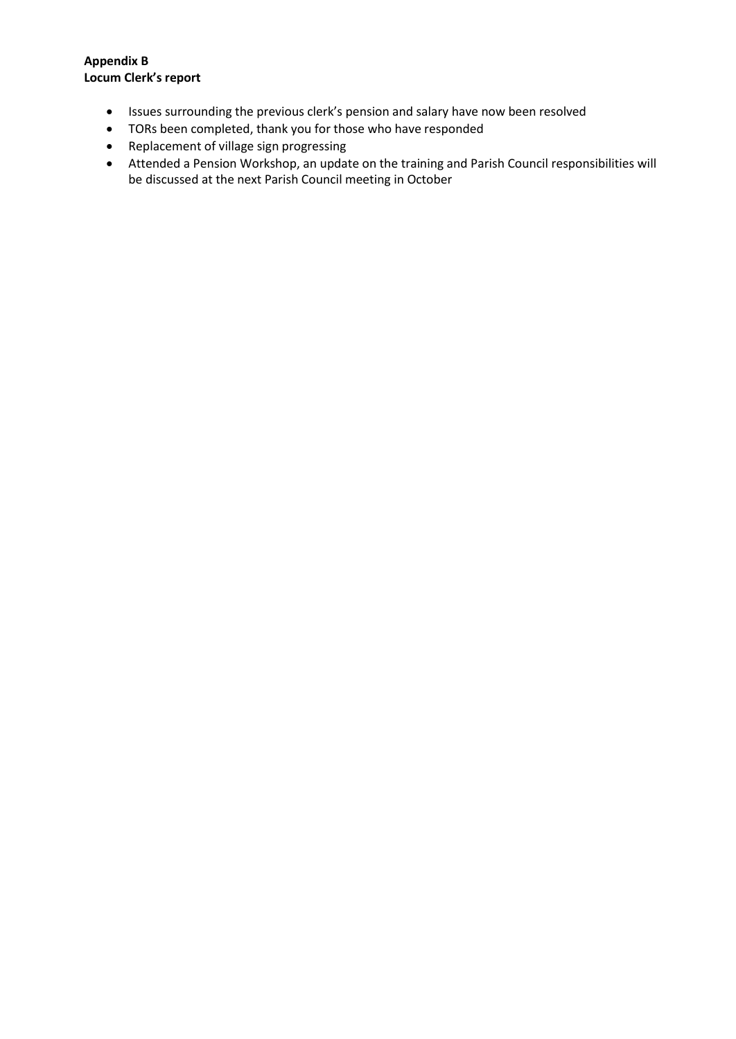**Appendix B**
**Locum Clerk's report**

- Issues surrounding the previous clerk's pension and salary have now been resolved
- TORs been completed, thank you for those who have responded
- Replacement of village sign progressing
- Attended a Pension Workshop, an update on the training and Parish Council responsibilities will be discussed at the next Parish Council meeting in October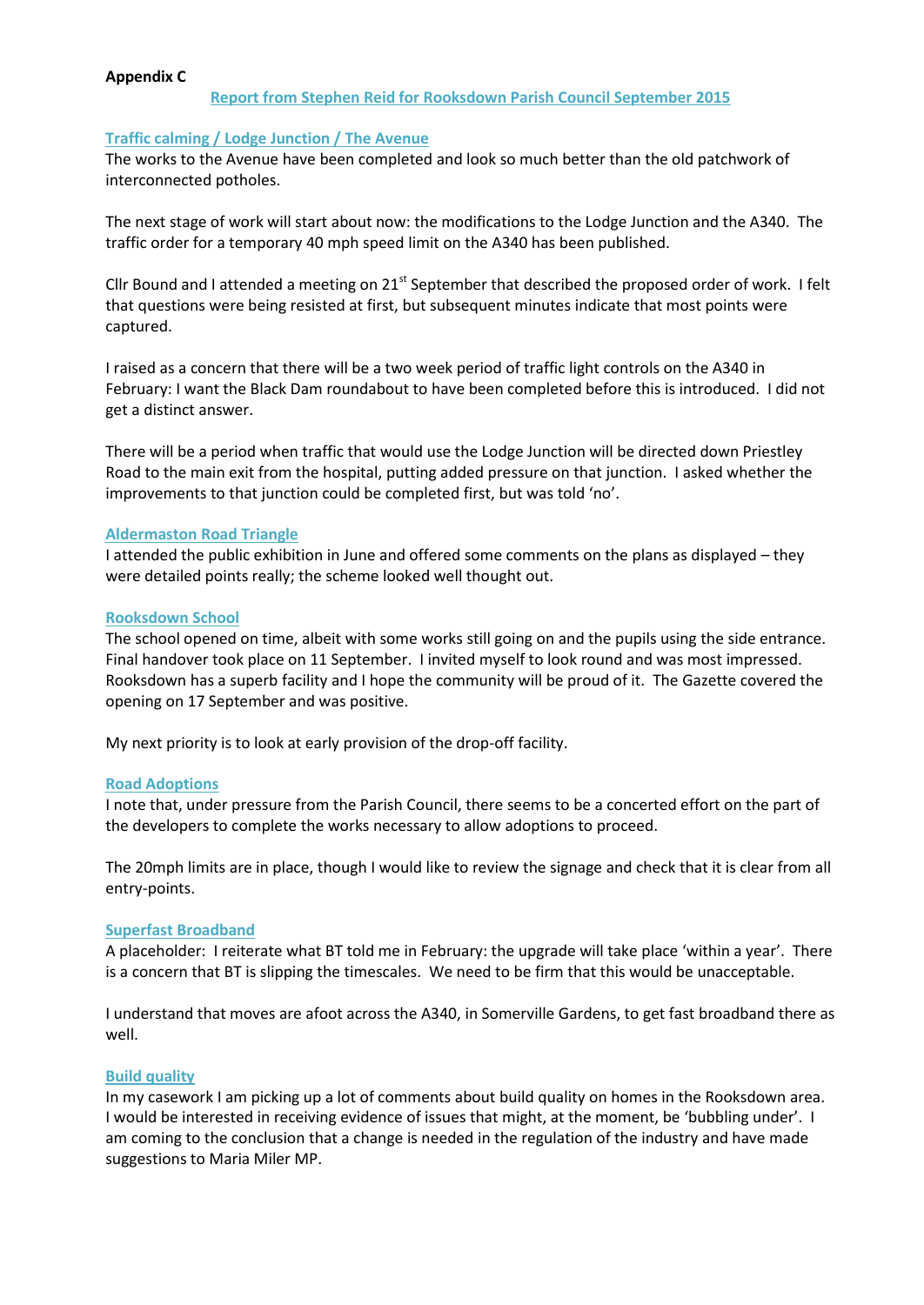**Appendix C**

## Report from Stephen Reid for Rooksdown Parish Council September 2015

### Traffic calming / Lodge Junction / The Avenue

The works to the Avenue have been completed and look so much better than the old patchwork of interconnected potholes.

The next stage of work will start about now: the modifications to the Lodge Junction and the A340. The traffic order for a temporary 40 mph speed limit on the A340 has been published.

Cllr Bound and I attended a meeting on 21st September that described the proposed order of work. I felt that questions were being resisted at first, but subsequent minutes indicate that most points were captured.

I raised as a concern that there will be a two week period of traffic light controls on the A340 in February: I want the Black Dam roundabout to have been completed before this is introduced. I did not get a distinct answer.

There will be a period when traffic that would use the Lodge Junction will be directed down Priestley Road to the main exit from the hospital, putting added pressure on that junction. I asked whether the improvements to that junction could be completed first, but was told 'no'.

### Aldermaston Road Triangle

I attended the public exhibition in June and offered some comments on the plans as displayed – they were detailed points really; the scheme looked well thought out.

### Rooksdown School

The school opened on time, albeit with some works still going on and the pupils using the side entrance. Final handover took place on 11 September. I invited myself to look round and was most impressed. Rooksdown has a superb facility and I hope the community will be proud of it. The Gazette covered the opening on 17 September and was positive.

My next priority is to look at early provision of the drop-off facility.

### Road Adoptions

I note that, under pressure from the Parish Council, there seems to be a concerted effort on the part of the developers to complete the works necessary to allow adoptions to proceed.

The 20mph limits are in place, though I would like to review the signage and check that it is clear from all entry-points.

### Superfast Broadband

A placeholder: I reiterate what BT told me in February: the upgrade will take place 'within a year'. There is a concern that BT is slipping the timescales. We need to be firm that this would be unacceptable.

I understand that moves are afoot across the A340, in Somerville Gardens, to get fast broadband there as well.

### Build quality

In my casework I am picking up a lot of comments about build quality on homes in the Rooksdown area. I would be interested in receiving evidence of issues that might, at the moment, be 'bubbling under'. I am coming to the conclusion that a change is needed in the regulation of the industry and have made suggestions to Maria Miler MP.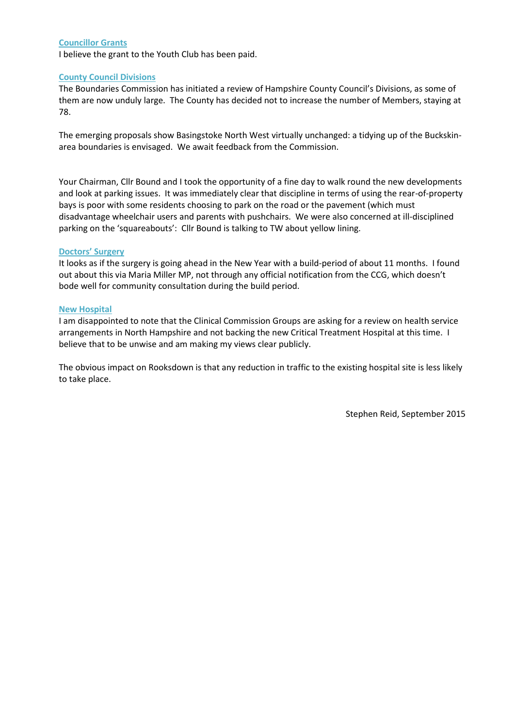### Councillor Grants

I believe the grant to the Youth Club has been paid.

### County Council Divisions

The Boundaries Commission has initiated a review of Hampshire County Council's Divisions, as some of them are now unduly large. The County has decided not to increase the number of Members, staying at 78.

The emerging proposals show Basingstoke North West virtually unchanged: a tidying up of the Buckskin-area boundaries is envisaged. We await feedback from the Commission.

Your Chairman, Cllr Bound and I took the opportunity of a fine day to walk round the new developments and look at parking issues. It was immediately clear that discipline in terms of using the rear-of-property bays is poor with some residents choosing to park on the road or the pavement (which must disadvantage wheelchair users and parents with pushchairs. We were also concerned at ill-disciplined parking on the 'squareabouts': Cllr Bound is talking to TW about yellow lining.

### Doctors' Surgery

It looks as if the surgery is going ahead in the New Year with a build-period of about 11 months. I found out about this via Maria Miller MP, not through any official notification from the CCG, which doesn't bode well for community consultation during the build period.

### New Hospital

I am disappointed to note that the Clinical Commission Groups are asking for a review on health service arrangements in North Hampshire and not backing the new Critical Treatment Hospital at this time. I believe that to be unwise and am making my views clear publicly.

The obvious impact on Rooksdown is that any reduction in traffic to the existing hospital site is less likely to take place.

Stephen Reid, September 2015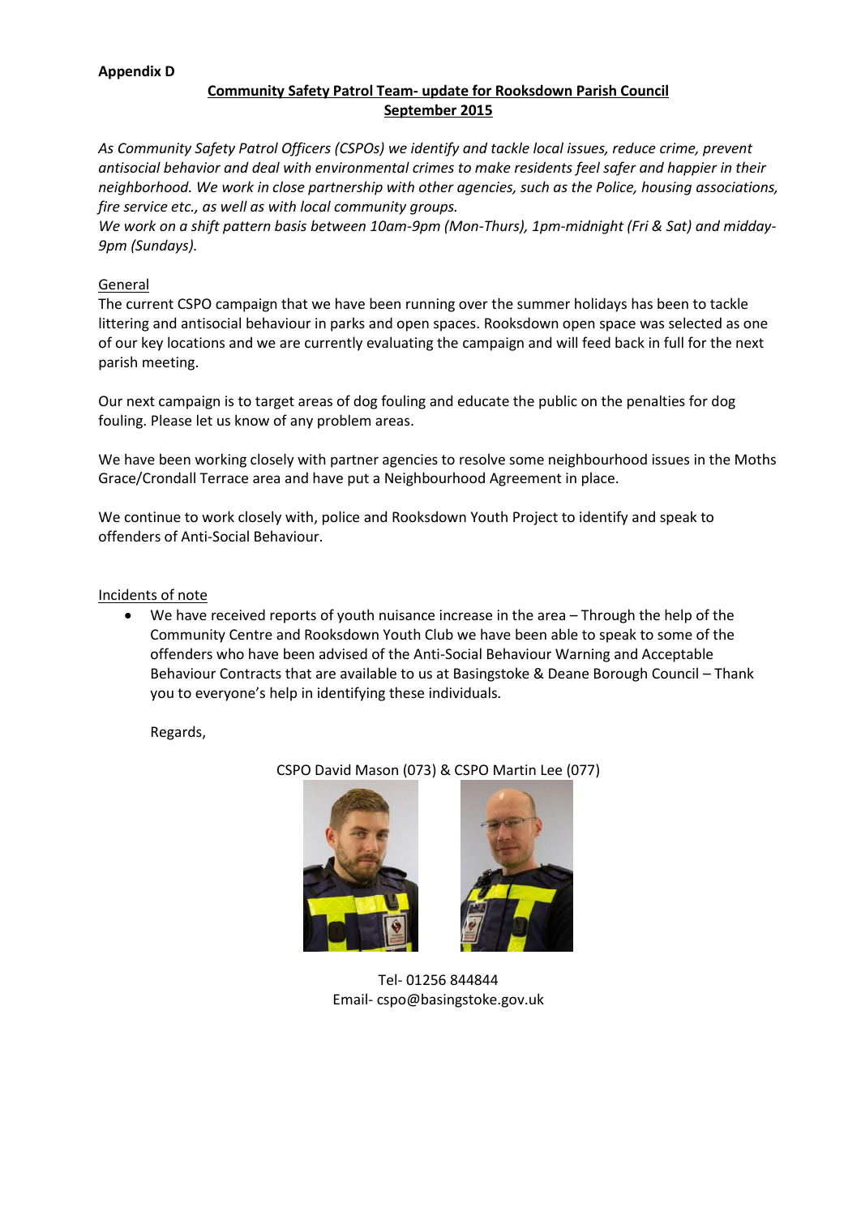**Appendix D**

## Community Safety Patrol Team- update for Rooksdown Parish Council
## September 2015

*As Community Safety Patrol Officers (CSPOs) we identify and tackle local issues, reduce crime, prevent antisocial behavior and deal with environmental crimes to make residents feel safer and happier in their neighborhood. We work in close partnership with other agencies, such as the Police, housing associations, fire service etc., as well as with local community groups.*

*We work on a shift pattern basis between 10am-9pm (Mon-Thurs), 1pm-midnight (Fri & Sat) and midday-9pm (Sundays).*

### General

The current CSPO campaign that we have been running over the summer holidays has been to tackle littering and antisocial behaviour in parks and open spaces. Rooksdown open space was selected as one of our key locations and we are currently evaluating the campaign and will feed back in full for the next parish meeting.

Our next campaign is to target areas of dog fouling and educate the public on the penalties for dog fouling. Please let us know of any problem areas.

We have been working closely with partner agencies to resolve some neighbourhood issues in the Moths Grace/Crondall Terrace area and have put a Neighbourhood Agreement in place.

We continue to work closely with, police and Rooksdown Youth Project to identify and speak to offenders of Anti-Social Behaviour.

### Incidents of note

- We have received reports of youth nuisance increase in the area – Through the help of the Community Centre and Rooksdown Youth Club we have been able to speak to some of the offenders who have been advised of the Anti-Social Behaviour Warning and Acceptable Behaviour Contracts that are available to us at Basingstoke & Deane Borough Council – Thank you to everyone's help in identifying these individuals.

Regards,

CSPO David Mason (073) & CSPO Martin Lee (077)

Tel- 01256 844844
Email- cspo@basingstoke.gov.uk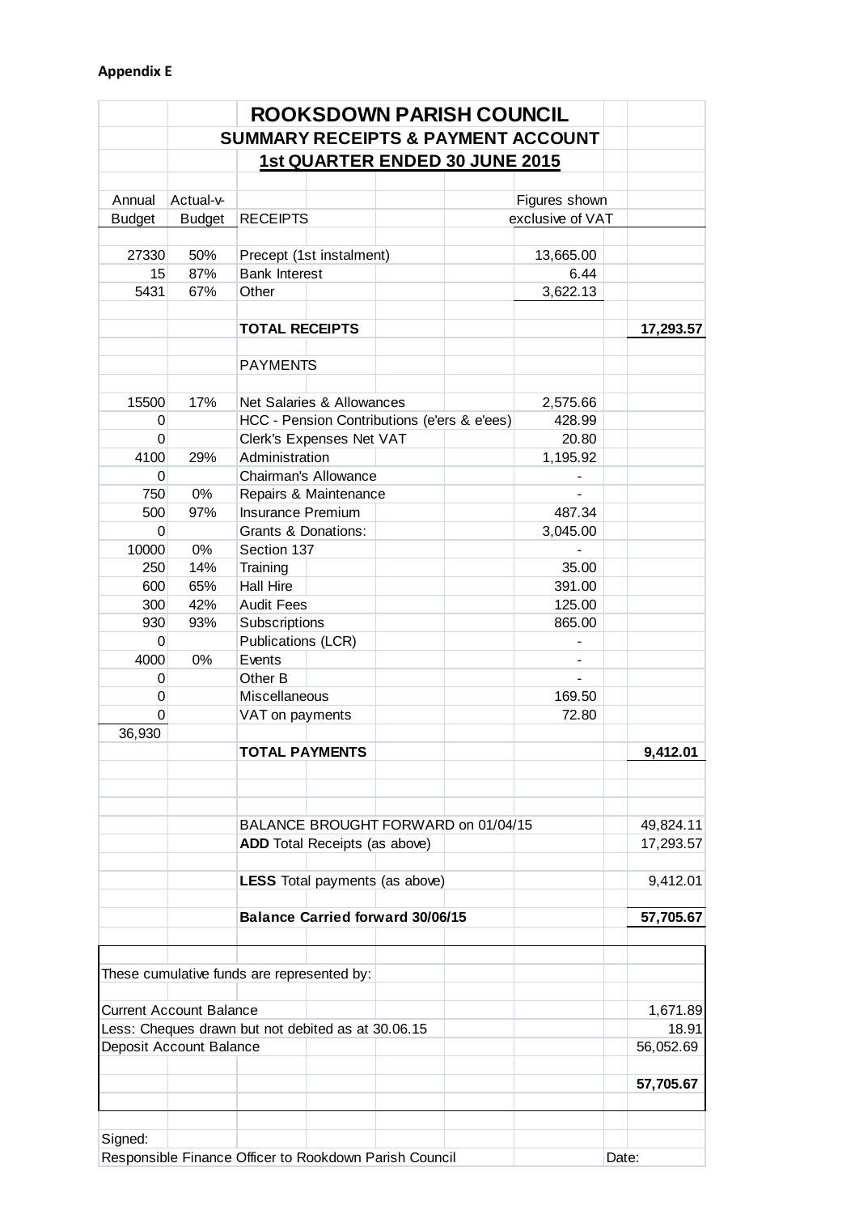**Appendix E**

# ROOKSDOWN PARISH COUNCIL

## SUMMARY RECEIPTS & PAYMENT ACCOUNT

## 1st QUARTER ENDED 30 JUNE 2015

| Annual Budget | Actual-v-Budget | RECEIPTS | Figures shown exclusive of VAT | |
|---|---|---|---|---|
| 27330 | 50% | Precept (1st instalment) | 13,665.00 | |
| 15 | 87% | Bank Interest | 6.44 | |
| 5431 | 67% | Other | 3,622.13 | |
| | | **TOTAL RECEIPTS** | | **17,293.57** |
| | | PAYMENTS | | |
| 15500 | 17% | Net Salaries & Allowances | 2,575.66 | |
| 0 | | HCC - Pension Contributions (e'ers & e'ees) | 428.99 | |
| 0 | | Clerk's Expenses Net VAT | 20.80 | |
| 4100 | 29% | Administration | 1,195.92 | |
| 0 | | Chairman's Allowance | - | |
| 750 | 0% | Repairs & Maintenance | - | |
| 500 | 97% | Insurance Premium | 487.34 | |
| 0 | | Grants & Donations: | 3,045.00 | |
| 10000 | 0% | Section 137 | - | |
| 250 | 14% | Training | 35.00 | |
| 600 | 65% | Hall Hire | 391.00 | |
| 300 | 42% | Audit Fees | 125.00 | |
| 930 | 93% | Subscriptions | 865.00 | |
| 0 | | Publications (LCR) | - | |
| 4000 | 0% | Events | - | |
| 0 | | Other B | - | |
| 0 | | Miscellaneous | 169.50 | |
| 0 | | VAT on payments | 72.80 | |
| 36,930 | | | | |
| | | **TOTAL PAYMENTS** | | **9,412.01** |
| | | BALANCE BROUGHT FORWARD on 01/04/15 | | 49,824.11 |
| | | **ADD** Total Receipts (as above) | | 17,293.57 |
| | | **LESS** Total payments (as above) | | 9,412.01 |
| | | **Balance Carried forward 30/06/15** | | **57,705.67** |

| These cumulative funds are represented by: | |
|---|---|
| Current Account Balance | 1,671.89 |
| Less: Cheques drawn but not debited as at 30.06.15 | 18.91 |
| Deposit Account Balance | 56,052.69 |
| | **57,705.67** |

Signed:

Responsible Finance Officer to Rookdown Parish Council — Date: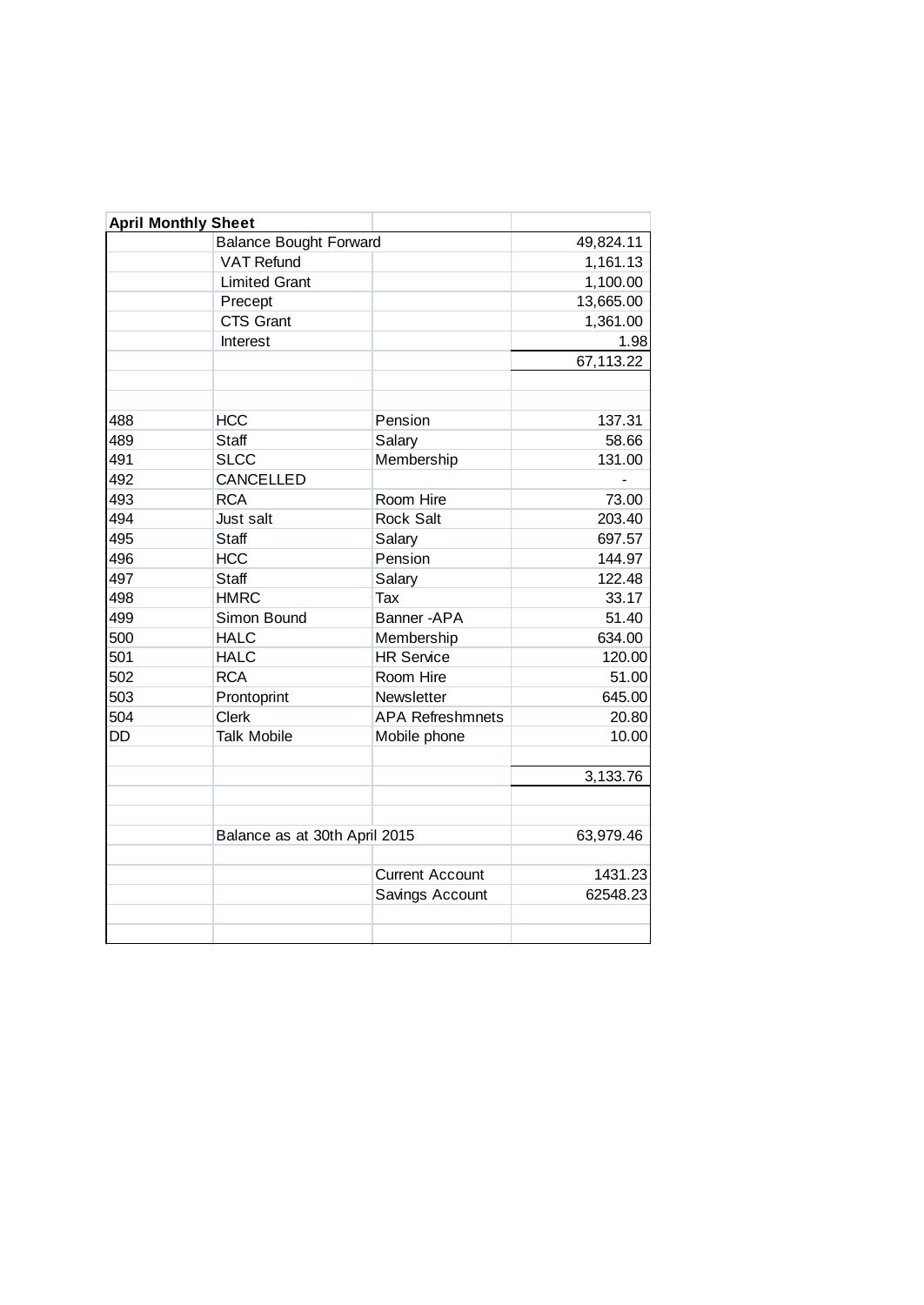| April Monthly Sheet | | | |
|---|---|---|---|
| | Balance Bought Forward | | 49,824.11 |
| | VAT Refund | | 1,161.13 |
| | Limited Grant | | 1,100.00 |
| | Precept | | 13,665.00 |
| | CTS Grant | | 1,361.00 |
| | Interest | | 1.98 |
| | | | 67,113.22 |
| | | | |
| | | | |
| 488 | HCC | Pension | 137.31 |
| 489 | Staff | Salary | 58.66 |
| 491 | SLCC | Membership | 131.00 |
| 492 | CANCELLED | | - |
| 493 | RCA | Room Hire | 73.00 |
| 494 | Just salt | Rock Salt | 203.40 |
| 495 | Staff | Salary | 697.57 |
| 496 | HCC | Pension | 144.97 |
| 497 | Staff | Salary | 122.48 |
| 498 | HMRC | Tax | 33.17 |
| 499 | Simon Bound | Banner -APA | 51.40 |
| 500 | HALC | Membership | 634.00 |
| 501 | HALC | HR Service | 120.00 |
| 502 | RCA | Room Hire | 51.00 |
| 503 | Prontoprint | Newsletter | 645.00 |
| 504 | Clerk | APA Refreshmnets | 20.80 |
| DD | Talk Mobile | Mobile phone | 10.00 |
| | | | |
| | | | 3,133.76 |
| | | | |
| | | | |
| | Balance as at 30th April 2015 | | 63,979.46 |
| | | | |
| | | Current Account | 1431.23 |
| | | Savings Account | 62548.23 |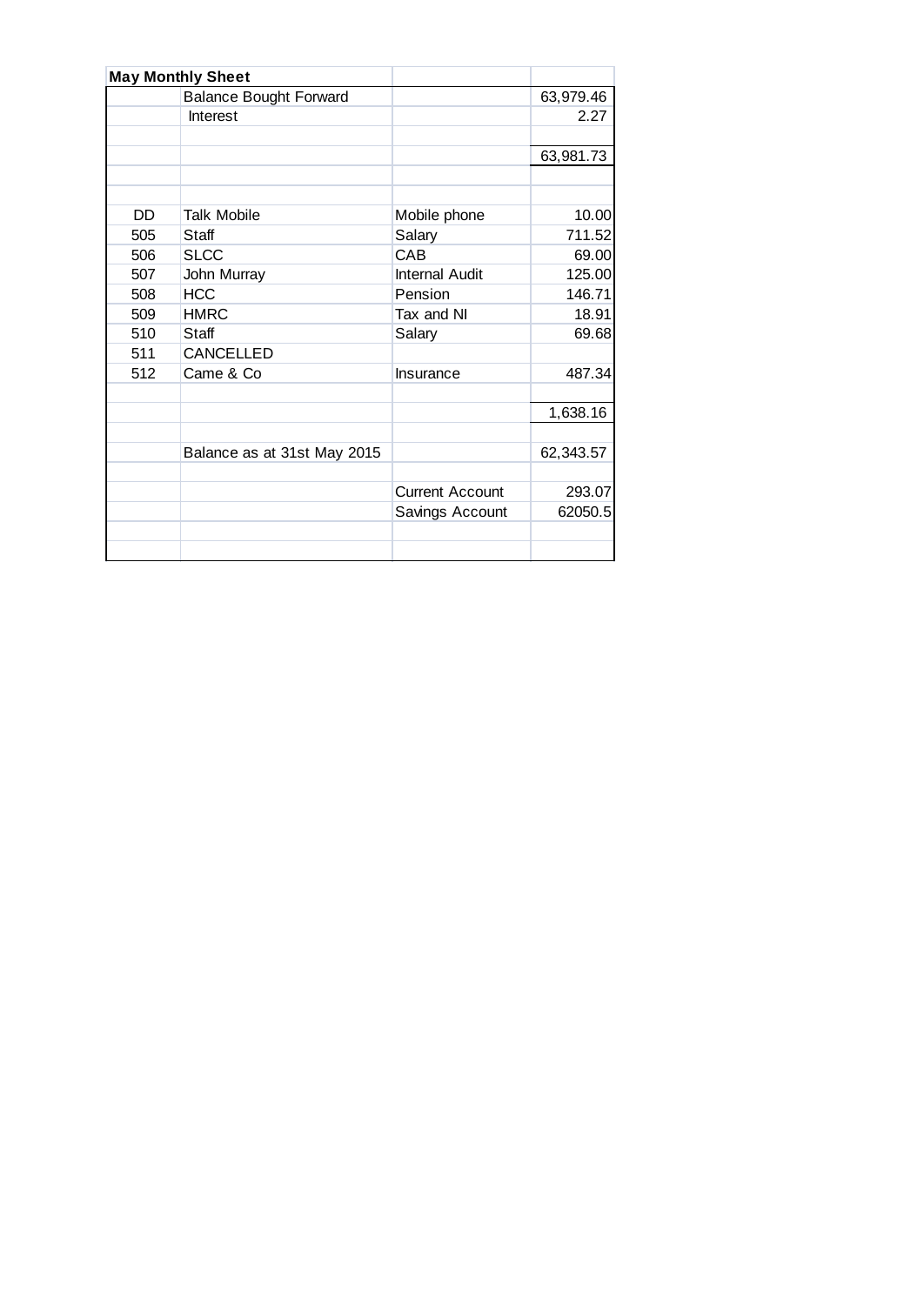| May Monthly Sheet | | | |
|---|---|---|---|
| | Balance Bought Forward | | 63,979.46 |
| | Interest | | 2.27 |
| | | | |
| | | | 63,981.73 |
| | | | |
| | | | |
| DD | Talk Mobile | Mobile phone | 10.00 |
| 505 | Staff | Salary | 711.52 |
| 506 | SLCC | CAB | 69.00 |
| 507 | John Murray | Internal Audit | 125.00 |
| 508 | HCC | Pension | 146.71 |
| 509 | HMRC | Tax and NI | 18.91 |
| 510 | Staff | Salary | 69.68 |
| 511 | CANCELLED | | |
| 512 | Came & Co | Insurance | 487.34 |
| | | | |
| | | | 1,638.16 |
| | | | |
| | Balance as at 31st May 2015 | | 62,343.57 |
| | | | |
| | | Current Account | 293.07 |
| | | Savings Account | 62050.5 |
| | | | |
| | | | |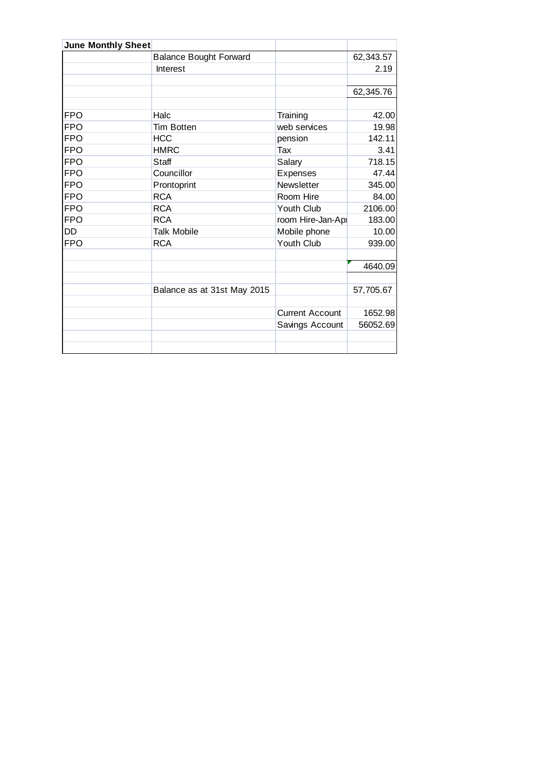| June Monthly Sheet | | | |
|---|---|---|---|
| | Balance Bought Forward | | 62,343.57 |
| | Interest | | 2.19 |
| | | | |
| | | | 62,345.76 |
| | | | |
| FPO | Halc | Training | 42.00 |
| FPO | Tim Botten | web services | 19.98 |
| FPO | HCC | pension | 142.11 |
| FPO | HMRC | Tax | 3.41 |
| FPO | Staff | Salary | 718.15 |
| FPO | Councillor | Expenses | 47.44 |
| FPO | Prontoprint | Newsletter | 345.00 |
| FPO | RCA | Room Hire | 84.00 |
| FPO | RCA | Youth Club | 2106.00 |
| FPO | RCA | room Hire-Jan-Apr | 183.00 |
| DD | Talk Mobile | Mobile phone | 10.00 |
| FPO | RCA | Youth Club | 939.00 |
| | | | |
| | | | 4640.09 |
| | | | |
| | Balance as at 31st May 2015 | | 57,705.67 |
| | | | |
| | | Current Account | 1652.98 |
| | | Savings Account | 56052.69 |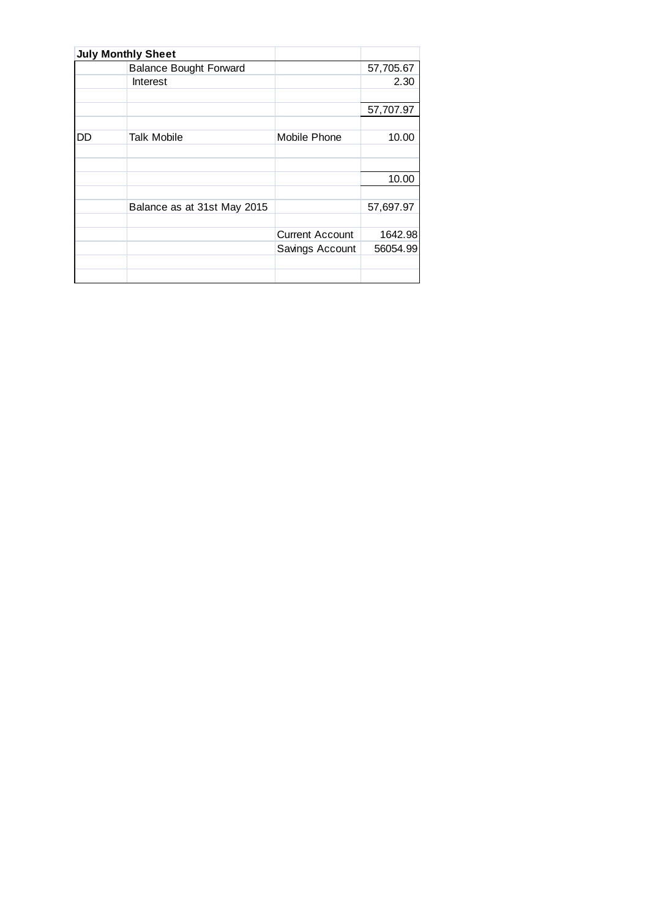| July Monthly Sheet | | | |
|---|---|---|---|
| | Balance Bought Forward | | 57,705.67 |
| | Interest | | 2.30 |
| | | | |
| | | | 57,707.97 |
| | | | |
| DD | Talk Mobile | Mobile Phone | 10.00 |
| | | | |
| | | | |
| | | | 10.00 |
| | | | |
| | Balance as at 31st May 2015 | | 57,697.97 |
| | | | |
| | | Current Account | 1642.98 |
| | | Savings Account | 56054.99 |
| | | | |
| | | | |